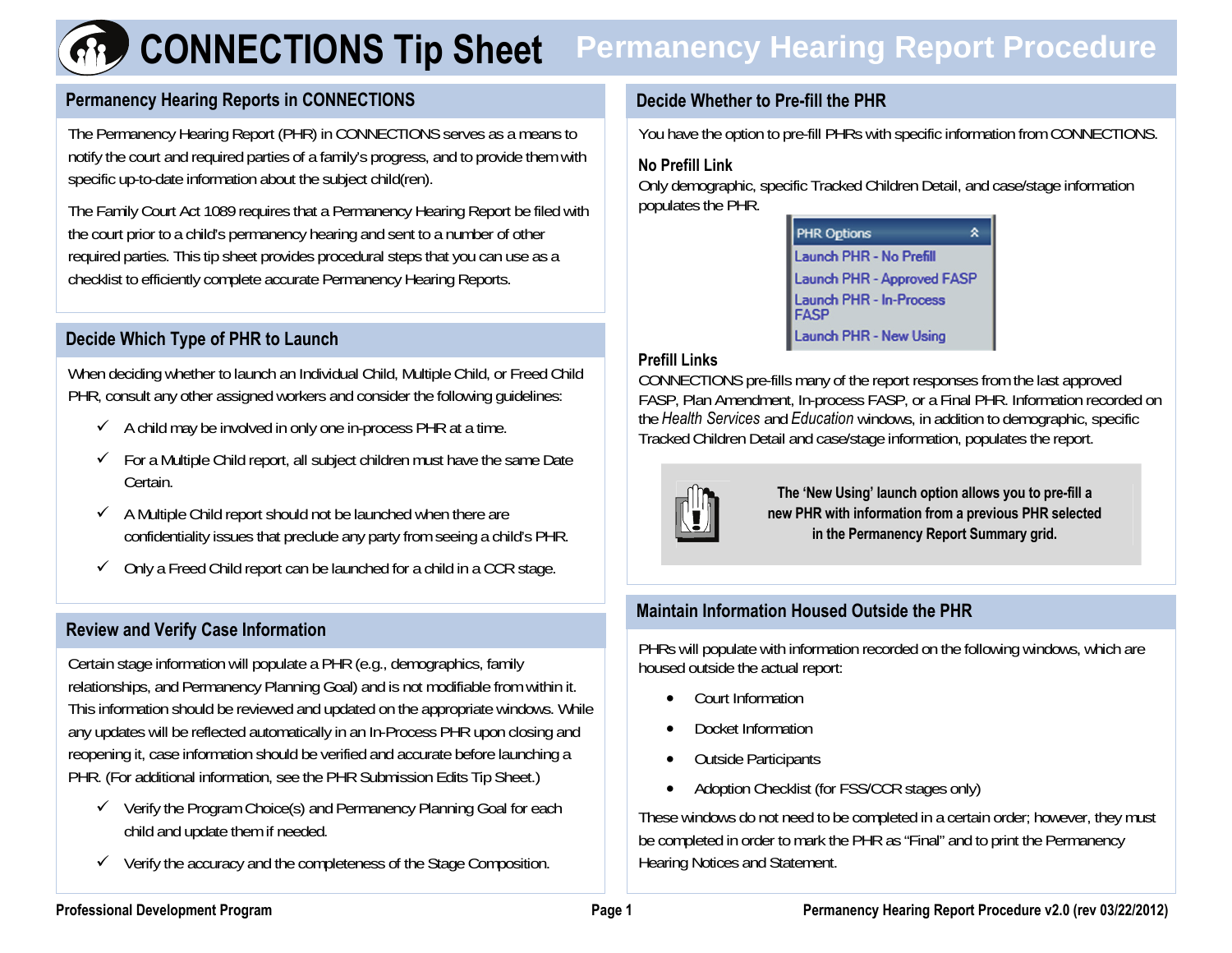# CONNECTIONS Tip Sheet — Permanency Hearing Report Procedure

## Permanency Hearing Reports in CONNECTIONS

The Permanency Hearing Report (PHR) in CONNECTIONS serves as a means to notify the court and required parties of a family's progress, and to provide them with specific up-to-date information about the subject child(ren).

The Family Court Act 1089 requires that a Permanency Hearing Report be filed with the court prior to a child's permanency hearing and sent to a number of other required parties. This tip sheet provides procedural steps that you can use as a checklist to efficiently complete accurate Permanency Hearing Reports.

## Decide Which Type of PHR to Launch

When deciding whether to launch an Individual Child, Multiple Child, or Freed Child PHR, consult any other assigned workers and consider the following guidelines:

- ✓ A child may be involved in only one in-process PHR at a time.
- ✓ For a Multiple Child report, all subject children must have the same Date Certain.
- ✓ A Multiple Child report should not be launched when there are confidentiality issues that preclude any party from seeing a child's PHR.
- ✓ Only a Freed Child report can be launched for a child in a CCR stage.

## Review and Verify Case Information

Certain stage information will populate a PHR (e.g., demographics, family relationships, and Permanency Planning Goal) and is not modifiable from within it. This information should be reviewed and updated on the appropriate windows. While any updates will be reflected automatically in an In-Process PHR upon closing and reopening it, case information should be verified and accurate before launching a PHR. (For additional information, see the PHR Submission Edits Tip Sheet.)

- ✓ Verify the Program Choice(s) and Permanency Planning Goal for each child and update them if needed.
- ✓ Verify the accuracy and the completeness of the Stage Composition.

## Decide Whether to Pre-fill the PHR

You have the option to pre-fill PHRs with specific information from CONNECTIONS.

### No Prefill Link

Only demographic, specific Tracked Children Detail, and case/stage information populates the PHR.

| PHR Options |
|---|
| Launch PHR - No Prefill |
| Launch PHR - Approved FASP |
| Launch PHR - In-Process FASP |
| Launch PHR - New Using |

### Prefill Links

CONNECTIONS pre-fills many of the report responses from the last approved FASP, Plan Amendment, In-process FASP, or a Final PHR. Information recorded on the *Health Services* and *Education* windows, in addition to demographic, specific Tracked Children Detail and case/stage information, populates the report.

**The 'New Using' launch option allows you to pre-fill a new PHR with information from a previous PHR selected in the Permanency Report Summary grid.**

## Maintain Information Housed Outside the PHR

PHRs will populate with information recorded on the following windows, which are housed outside the actual report:

- Court Information
- Docket Information
- Outside Participants
- Adoption Checklist (for FSS/CCR stages only)

These windows do not need to be completed in a certain order; however, they must be completed in order to mark the PHR as "Final" and to print the Permanency Hearing Notices and Statement.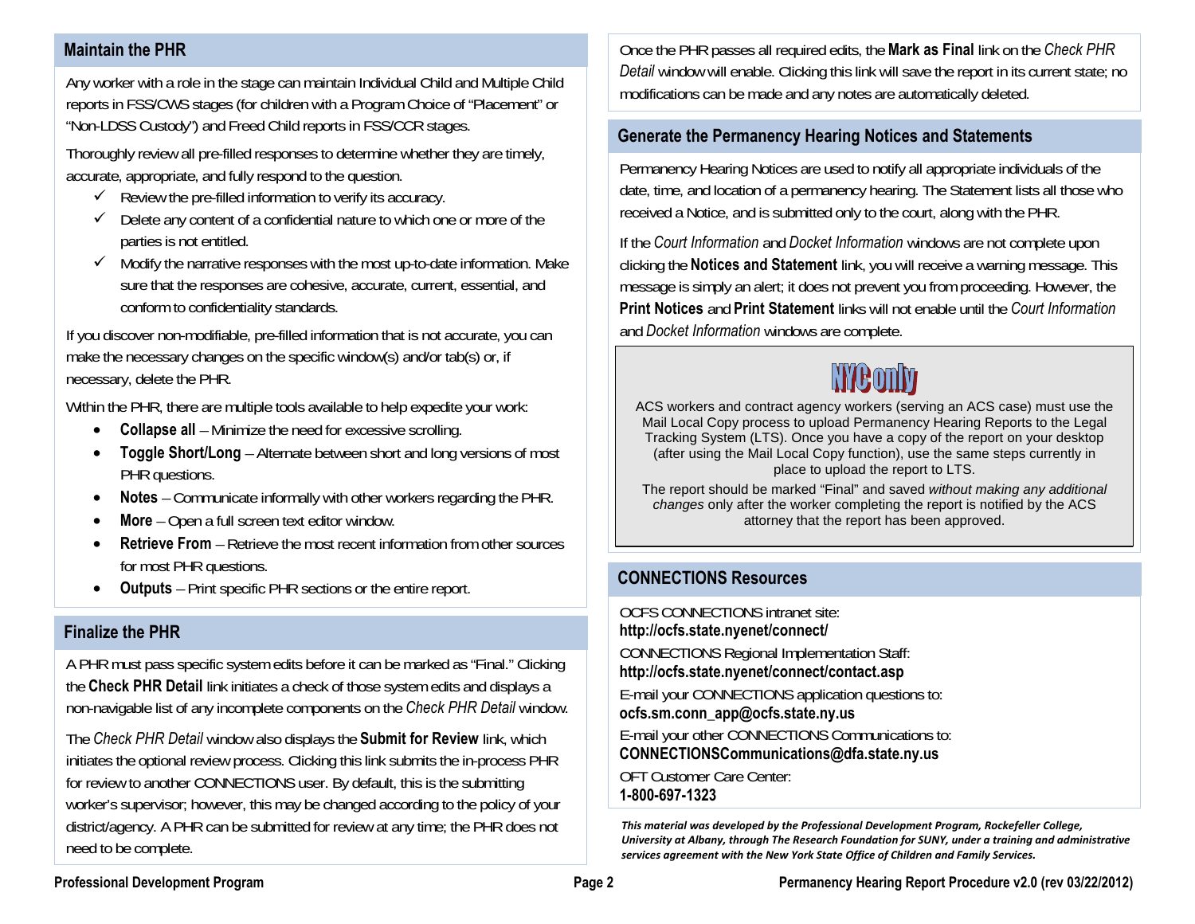## Maintain the PHR

Any worker with a role in the stage can maintain Individual Child and Multiple Child reports in FSS/CWS stages (for children with a Program Choice of "Placement" or "Non-LDSS Custody") and Freed Child reports in FSS/CCR stages.

Thoroughly review all pre-filled responses to determine whether they are timely, accurate, appropriate, and fully respond to the question.

- ✓ Review the pre-filled information to verify its accuracy.
- ✓ Delete any content of a confidential nature to which one or more of the parties is not entitled.
- ✓ Modify the narrative responses with the most up-to-date information. Make sure that the responses are cohesive, accurate, current, essential, and conform to confidentiality standards.

If you discover non-modifiable, pre-filled information that is not accurate, you can make the necessary changes on the specific window(s) and/or tab(s) or, if necessary, delete the PHR.

Within the PHR, there are multiple tools available to help expedite your work:

- **Collapse all** – Minimize the need for excessive scrolling.
- **Toggle Short/Long** – Alternate between short and long versions of most PHR questions.
- **Notes** – Communicate informally with other workers regarding the PHR.
- **More** – Open a full screen text editor window.
- **Retrieve From** – Retrieve the most recent information from other sources for most PHR questions.
- **Outputs** – Print specific PHR sections or the entire report.

## Finalize the PHR

A PHR must pass specific system edits before it can be marked as "Final." Clicking the **Check PHR Detail** link initiates a check of those system edits and displays a non-navigable list of any incomplete components on the *Check PHR Detail* window.

The *Check PHR Detail* window also displays the **Submit for Review** link, which initiates the optional review process. Clicking this link submits the in-process PHR for review to another CONNECTIONS user. By default, this is the submitting worker's supervisor; however, this may be changed according to the policy of your district/agency. A PHR can be submitted for review at any time; the PHR does not need to be complete.

Once the PHR passes all required edits, the **Mark as Final** link on the *Check PHR Detail* window will enable. Clicking this link will save the report in its current state; no modifications can be made and any notes are automatically deleted.

## Generate the Permanency Hearing Notices and Statements

Permanency Hearing Notices are used to notify all appropriate individuals of the date, time, and location of a permanency hearing. The Statement lists all those who received a Notice, and is submitted only to the court, along with the PHR.

If the *Court Information* and *Docket Information* windows are not complete upon clicking the **Notices and Statement** link, you will receive a warning message. This message is simply an alert; it does not prevent you from proceeding. However, the **Print Notices** and **Print Statement** links will not enable until the *Court Information* and *Docket Information* windows are complete.

**NYC only**

ACS workers and contract agency workers (serving an ACS case) must use the Mail Local Copy process to upload Permanency Hearing Reports to the Legal Tracking System (LTS). Once you have a copy of the report on your desktop (after using the Mail Local Copy function), use the same steps currently in place to upload the report to LTS.

The report should be marked "Final" and saved *without making any additional changes* only after the worker completing the report is notified by the ACS attorney that the report has been approved.

## CONNECTIONS Resources

OCFS CONNECTIONS intranet site:
**http://ocfs.state.nyenet/connect/**

CONNECTIONS Regional Implementation Staff:
**http://ocfs.state.nyenet/connect/contact.asp**

E-mail your CONNECTIONS application questions to:
**ocfs.sm.conn_app@ocfs.state.ny.us**

E-mail your other CONNECTIONS Communications to:
**CONNECTIONSCommunications@dfa.state.ny.us**

OFT Customer Care Center:
**1-800-697-1323**

***This material was developed by the Professional Development Program, Rockefeller College, University at Albany, through The Research Foundation for SUNY, under a training and administrative services agreement with the New York State Office of Children and Family Services.***